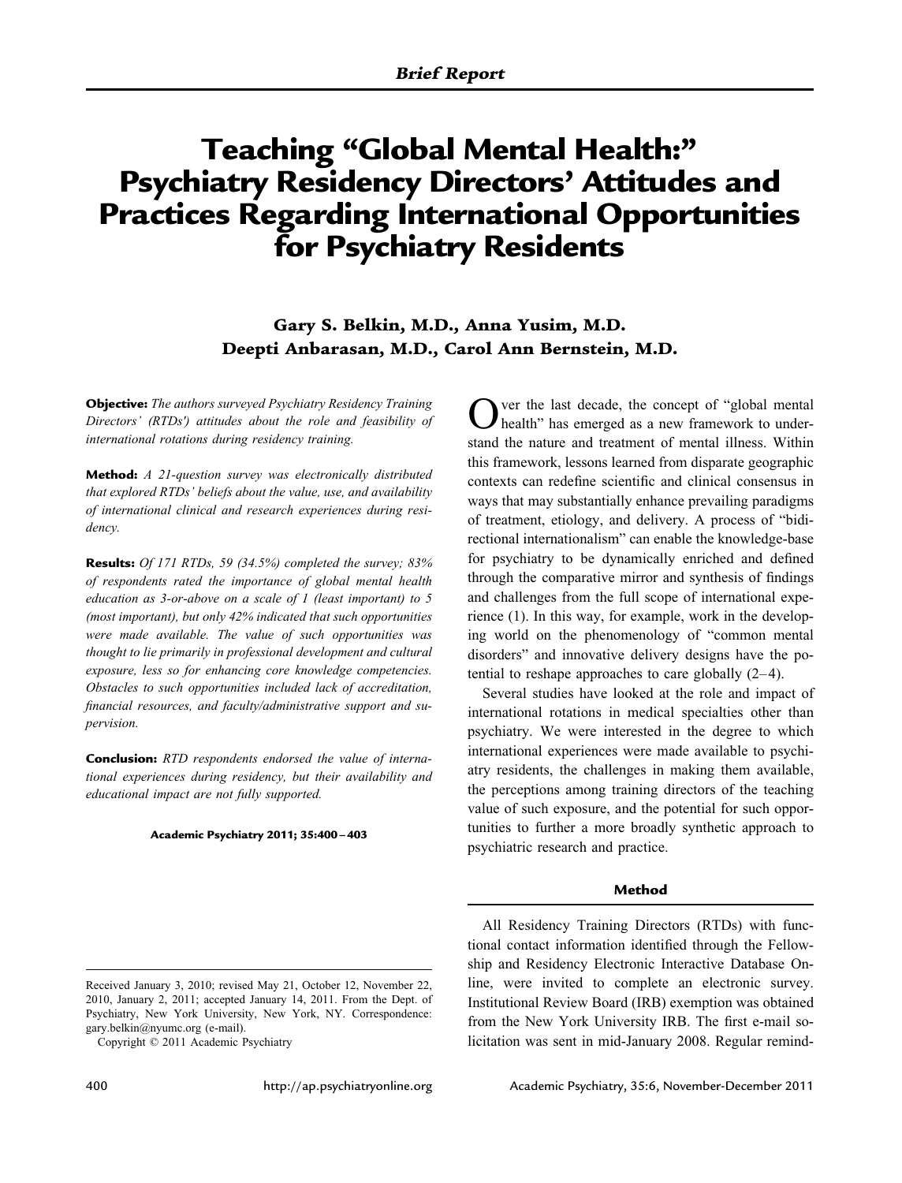*Brief Report*

# Teaching "Global Mental Health:" Psychiatry Residency Directors' Attitudes and Practices Regarding International Opportunities for Psychiatry Residents

**Gary S. Belkin, M.D., Anna Yusim, M.D.**
**Deepti Anbarasan, M.D., Carol Ann Bernstein, M.D.**

**Objective:** *The authors surveyed Psychiatry Residency Training Directors' (RTDs') attitudes about the role and feasibility of international rotations during residency training.*

**Method:** *A 21-question survey was electronically distributed that explored RTDs' beliefs about the value, use, and availability of international clinical and research experiences during residency.*

**Results:** *Of 171 RTDs, 59 (34.5%) completed the survey; 83% of respondents rated the importance of global mental health education as 3-or-above on a scale of 1 (least important) to 5 (most important), but only 42% indicated that such opportunities were made available. The value of such opportunities was thought to lie primarily in professional development and cultural exposure, less so for enhancing core knowledge competencies. Obstacles to such opportunities included lack of accreditation, financial resources, and faculty/administrative support and supervision.*

**Conclusion:** *RTD respondents endorsed the value of international experiences during residency, but their availability and educational impact are not fully supported.*

**Academic Psychiatry 2011; 35:400–403**

Received January 3, 2010; revised May 21, October 12, November 22, 2010, January 2, 2011; accepted January 14, 2011. From the Dept. of Psychiatry, New York University, New York, NY. Correspondence: gary.belkin@nyumc.org (e-mail).

Copyright © 2011 Academic Psychiatry

Over the last decade, the concept of "global mental health" has emerged as a new framework to understand the nature and treatment of mental illness. Within this framework, lessons learned from disparate geographic contexts can redefine scientific and clinical consensus in ways that may substantially enhance prevailing paradigms of treatment, etiology, and delivery. A process of "bidirectional internationalism" can enable the knowledge-base for psychiatry to be dynamically enriched and defined through the comparative mirror and synthesis of findings and challenges from the full scope of international experience (1). In this way, for example, work in the developing world on the phenomenology of "common mental disorders" and innovative delivery designs have the potential to reshape approaches to care globally (2–4).

Several studies have looked at the role and impact of international rotations in medical specialties other than psychiatry. We were interested in the degree to which international experiences were made available to psychiatry residents, the challenges in making them available, the perceptions among training directors of the teaching value of such exposure, and the potential for such opportunities to further a more broadly synthetic approach to psychiatric research and practice.

## Method

All Residency Training Directors (RTDs) with functional contact information identified through the Fellowship and Residency Electronic Interactive Database Online, were invited to complete an electronic survey. Institutional Review Board (IRB) exemption was obtained from the New York University IRB. The first e-mail solicitation was sent in mid-January 2008. Regular remind-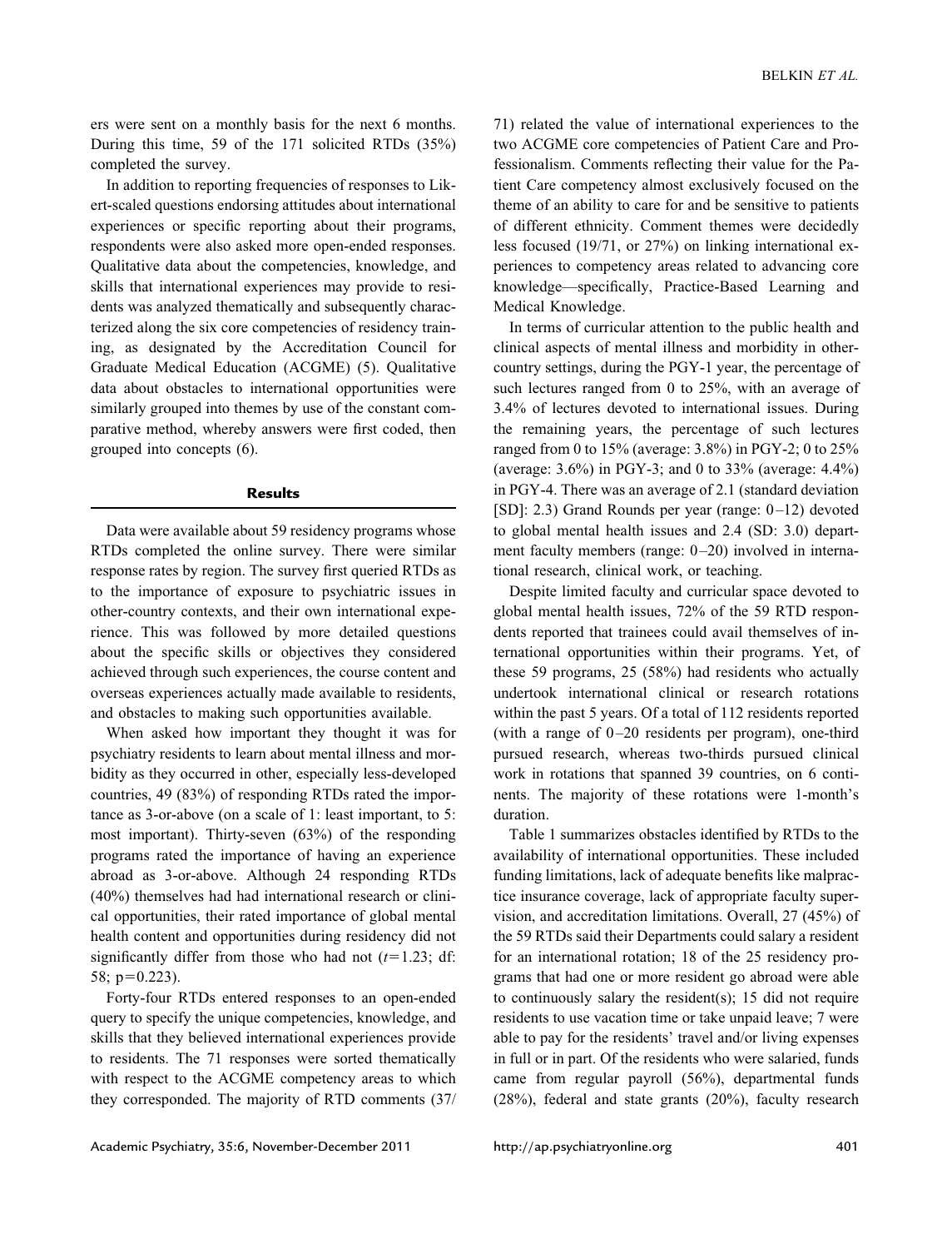ers were sent on a monthly basis for the next 6 months. During this time, 59 of the 171 solicited RTDs (35%) completed the survey.

In addition to reporting frequencies of responses to Likert-scaled questions endorsing attitudes about international experiences or specific reporting about their programs, respondents were also asked more open-ended responses. Qualitative data about the competencies, knowledge, and skills that international experiences may provide to residents was analyzed thematically and subsequently characterized along the six core competencies of residency training, as designated by the Accreditation Council for Graduate Medical Education (ACGME) (5). Qualitative data about obstacles to international opportunities were similarly grouped into themes by use of the constant comparative method, whereby answers were first coded, then grouped into concepts (6).

## Results

Data were available about 59 residency programs whose RTDs completed the online survey. There were similar response rates by region. The survey first queried RTDs as to the importance of exposure to psychiatric issues in other-country contexts, and their own international experience. This was followed by more detailed questions about the specific skills or objectives they considered achieved through such experiences, the course content and overseas experiences actually made available to residents, and obstacles to making such opportunities available.

When asked how important they thought it was for psychiatry residents to learn about mental illness and morbidity as they occurred in other, especially less-developed countries, 49 (83%) of responding RTDs rated the importance as 3-or-above (on a scale of 1: least important, to 5: most important). Thirty-seven (63%) of the responding programs rated the importance of having an experience abroad as 3-or-above. Although 24 responding RTDs (40%) themselves had had international research or clinical opportunities, their rated importance of global mental health content and opportunities during residency did not significantly differ from those who had not ($t = 1.23$; df: 58; $p = 0.223$).

Forty-four RTDs entered responses to an open-ended query to specify the unique competencies, knowledge, and skills that they believed international experiences provide to residents. The 71 responses were sorted thematically with respect to the ACGME competency areas to which they corresponded. The majority of RTD comments (37/71) related the value of international experiences to the two ACGME core competencies of Patient Care and Professionalism. Comments reflecting their value for the Patient Care competency almost exclusively focused on the theme of an ability to care for and be sensitive to patients of different ethnicity. Comment themes were decidedly less focused (19/71, or 27%) on linking international experiences to competency areas related to advancing core knowledge—specifically, Practice-Based Learning and Medical Knowledge.

In terms of curricular attention to the public health and clinical aspects of mental illness and morbidity in other-country settings, during the PGY-1 year, the percentage of such lectures ranged from 0 to 25%, with an average of 3.4% of lectures devoted to international issues. During the remaining years, the percentage of such lectures ranged from 0 to 15% (average: 3.8%) in PGY-2; 0 to 25% (average: 3.6%) in PGY-3; and 0 to 33% (average: 4.4%) in PGY-4. There was an average of 2.1 (standard deviation [SD]: 2.3) Grand Rounds per year (range: 0–12) devoted to global mental health issues and 2.4 (SD: 3.0) department faculty members (range: 0–20) involved in international research, clinical work, or teaching.

Despite limited faculty and curricular space devoted to global mental health issues, 72% of the 59 RTD respondents reported that trainees could avail themselves of international opportunities within their programs. Yet, of these 59 programs, 25 (58%) had residents who actually undertook international clinical or research rotations within the past 5 years. Of a total of 112 residents reported (with a range of 0–20 residents per program), one-third pursued research, whereas two-thirds pursued clinical work in rotations that spanned 39 countries, on 6 continents. The majority of these rotations were 1-month's duration.

Table 1 summarizes obstacles identified by RTDs to the availability of international opportunities. These included funding limitations, lack of adequate benefits like malpractice insurance coverage, lack of appropriate faculty supervision, and accreditation limitations. Overall, 27 (45%) of the 59 RTDs said their Departments could salary a resident for an international rotation; 18 of the 25 residency programs that had one or more resident go abroad were able to continuously salary the resident(s); 15 did not require residents to use vacation time or take unpaid leave; 7 were able to pay for the residents' travel and/or living expenses in full or in part. Of the residents who were salaried, funds came from regular payroll (56%), departmental funds (28%), federal and state grants (20%), faculty research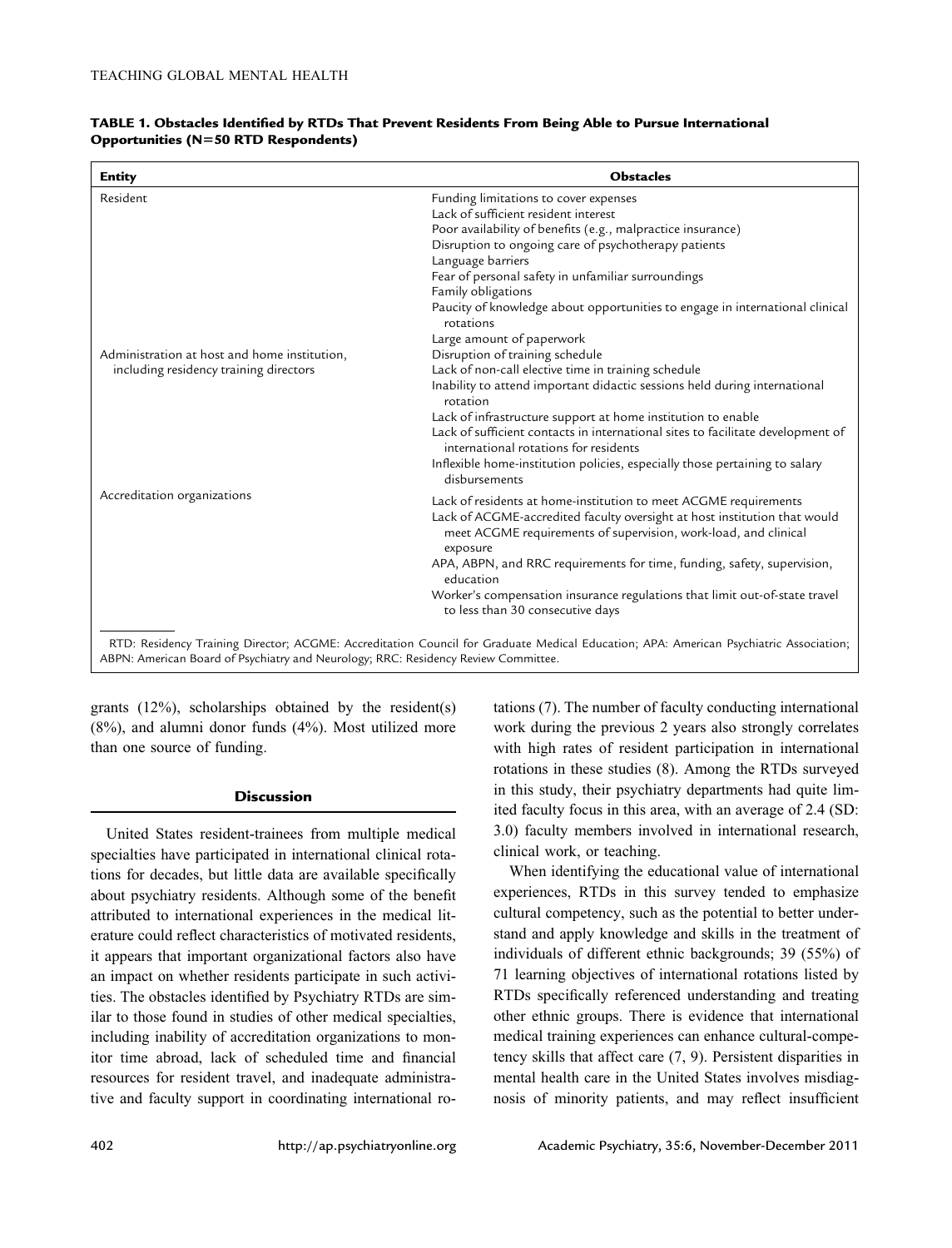**TABLE 1. Obstacles Identified by RTDs That Prevent Residents From Being Able to Pursue International Opportunities (N=50 RTD Respondents)**

| Entity | Obstacles |
|---|---|
| Resident | Funding limitations to cover expenses<br>Lack of sufficient resident interest<br>Poor availability of benefits (e.g., malpractice insurance)<br>Disruption to ongoing care of psychotherapy patients<br>Language barriers<br>Fear of personal safety in unfamiliar surroundings<br>Family obligations<br>Paucity of knowledge about opportunities to engage in international clinical rotations<br>Large amount of paperwork |
| Administration at host and home institution, including residency training directors | Disruption of training schedule<br>Lack of non-call elective time in training schedule<br>Inability to attend important didactic sessions held during international rotation<br>Lack of infrastructure support at home institution to enable<br>Lack of sufficient contacts in international sites to facilitate development of international rotations for residents<br>Inflexible home-institution policies, especially those pertaining to salary disbursements |
| Accreditation organizations | Lack of residents at home-institution to meet ACGME requirements<br>Lack of ACGME-accredited faculty oversight at host institution that would meet ACGME requirements of supervision, work-load, and clinical exposure<br>APA, ABPN, and RRC requirements for time, funding, safety, supervision, education<br>Worker's compensation insurance regulations that limit out-of-state travel to less than 30 consecutive days |

RTD: Residency Training Director; ACGME: Accreditation Council for Graduate Medical Education; APA: American Psychiatric Association; ABPN: American Board of Psychiatry and Neurology; RRC: Residency Review Committee.

grants (12%), scholarships obtained by the resident(s) (8%), and alumni donor funds (4%). Most utilized more than one source of funding.

## Discussion

United States resident-trainees from multiple medical specialties have participated in international clinical rotations for decades, but little data are available specifically about psychiatry residents. Although some of the benefit attributed to international experiences in the medical literature could reflect characteristics of motivated residents, it appears that important organizational factors also have an impact on whether residents participate in such activities. The obstacles identified by Psychiatry RTDs are similar to those found in studies of other medical specialties, including inability of accreditation organizations to monitor time abroad, lack of scheduled time and financial resources for resident travel, and inadequate administrative and faculty support in coordinating international rotations (7). The number of faculty conducting international work during the previous 2 years also strongly correlates with high rates of resident participation in international rotations in these studies (8). Among the RTDs surveyed in this study, their psychiatry departments had quite limited faculty focus in this area, with an average of 2.4 (SD: 3.0) faculty members involved in international research, clinical work, or teaching.

When identifying the educational value of international experiences, RTDs in this survey tended to emphasize cultural competency, such as the potential to better understand and apply knowledge and skills in the treatment of individuals of different ethnic backgrounds; 39 (55%) of 71 learning objectives of international rotations listed by RTDs specifically referenced understanding and treating other ethnic groups. There is evidence that international medical training experiences can enhance cultural-competency skills that affect care (7, 9). Persistent disparities in mental health care in the United States involves misdiagnosis of minority patients, and may reflect insufficient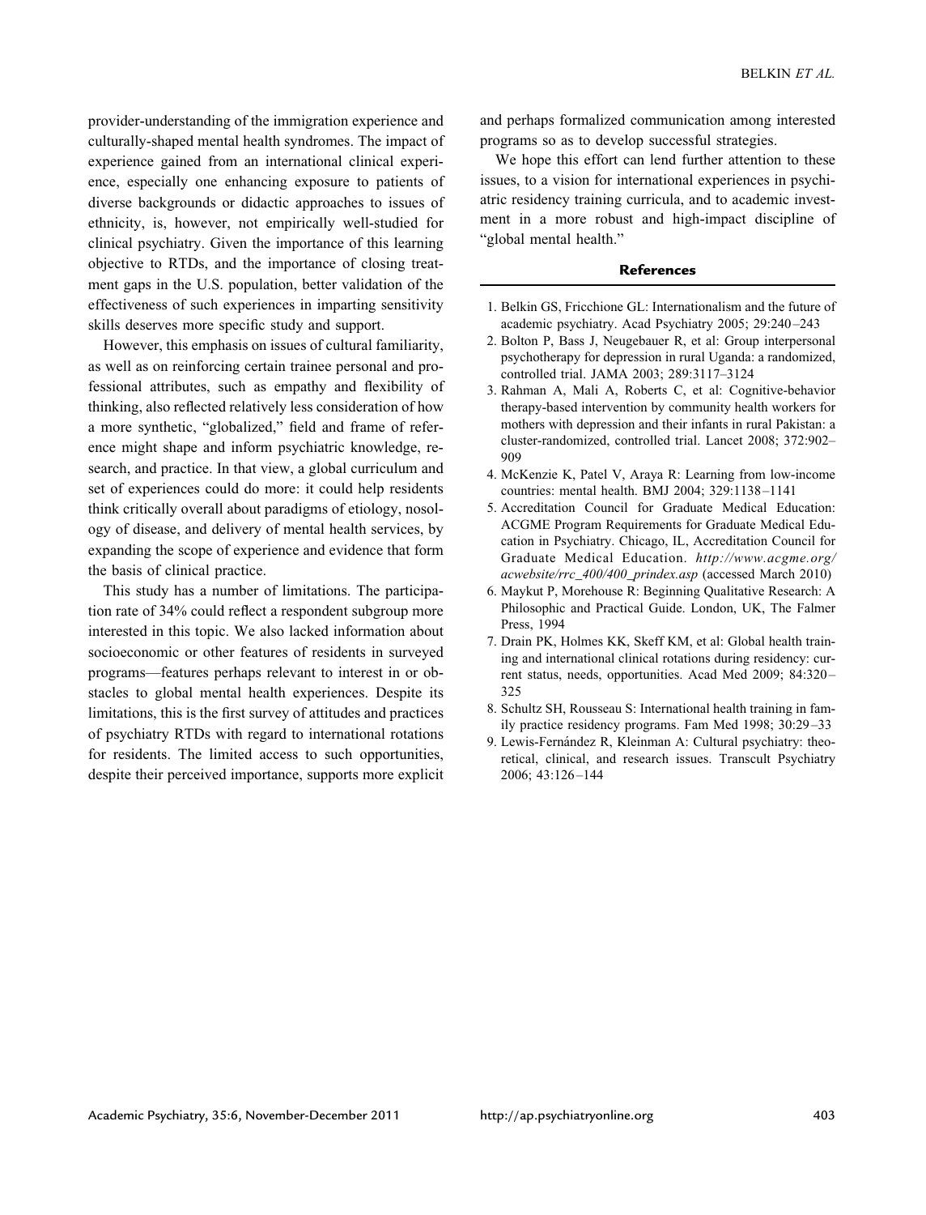provider-understanding of the immigration experience and culturally-shaped mental health syndromes. The impact of experience gained from an international clinical experience, especially one enhancing exposure to patients of diverse backgrounds or didactic approaches to issues of ethnicity, is, however, not empirically well-studied for clinical psychiatry. Given the importance of this learning objective to RTDs, and the importance of closing treatment gaps in the U.S. population, better validation of the effectiveness of such experiences in imparting sensitivity skills deserves more specific study and support.

However, this emphasis on issues of cultural familiarity, as well as on reinforcing certain trainee personal and professional attributes, such as empathy and flexibility of thinking, also reflected relatively less consideration of how a more synthetic, "globalized," field and frame of reference might shape and inform psychiatric knowledge, research, and practice. In that view, a global curriculum and set of experiences could do more: it could help residents think critically overall about paradigms of etiology, nosology of disease, and delivery of mental health services, by expanding the scope of experience and evidence that form the basis of clinical practice.

This study has a number of limitations. The participation rate of 34% could reflect a respondent subgroup more interested in this topic. We also lacked information about socioeconomic or other features of residents in surveyed programs—features perhaps relevant to interest in or obstacles to global mental health experiences. Despite its limitations, this is the first survey of attitudes and practices of psychiatry RTDs with regard to international rotations for residents. The limited access to such opportunities, despite their perceived importance, supports more explicit and perhaps formalized communication among interested programs so as to develop successful strategies.

We hope this effort can lend further attention to these issues, to a vision for international experiences in psychiatric residency training curricula, and to academic investment in a more robust and high-impact discipline of "global mental health."

## References

1. Belkin GS, Fricchione GL: Internationalism and the future of academic psychiatry. Acad Psychiatry 2005; 29:240–243
2. Bolton P, Bass J, Neugebauer R, et al: Group interpersonal psychotherapy for depression in rural Uganda: a randomized, controlled trial. JAMA 2003; 289:3117–3124
3. Rahman A, Mali A, Roberts C, et al: Cognitive-behavior therapy-based intervention by community health workers for mothers with depression and their infants in rural Pakistan: a cluster-randomized, controlled trial. Lancet 2008; 372:902–909
4. McKenzie K, Patel V, Araya R: Learning from low-income countries: mental health. BMJ 2004; 329:1138–1141
5. Accreditation Council for Graduate Medical Education: ACGME Program Requirements for Graduate Medical Education in Psychiatry. Chicago, IL, Accreditation Council for Graduate Medical Education. *http://www.acgme.org/acwebsite/rrc_400/400_prindex.asp* (accessed March 2010)
6. Maykut P, Morehouse R: Beginning Qualitative Research: A Philosophic and Practical Guide. London, UK, The Falmer Press, 1994
7. Drain PK, Holmes KK, Skeff KM, et al: Global health training and international clinical rotations during residency: current status, needs, opportunities. Acad Med 2009; 84:320–325
8. Schultz SH, Rousseau S: International health training in family practice residency programs. Fam Med 1998; 30:29–33
9. Lewis-Fernández R, Kleinman A: Cultural psychiatry: theoretical, clinical, and research issues. Transcult Psychiatry 2006; 43:126–144